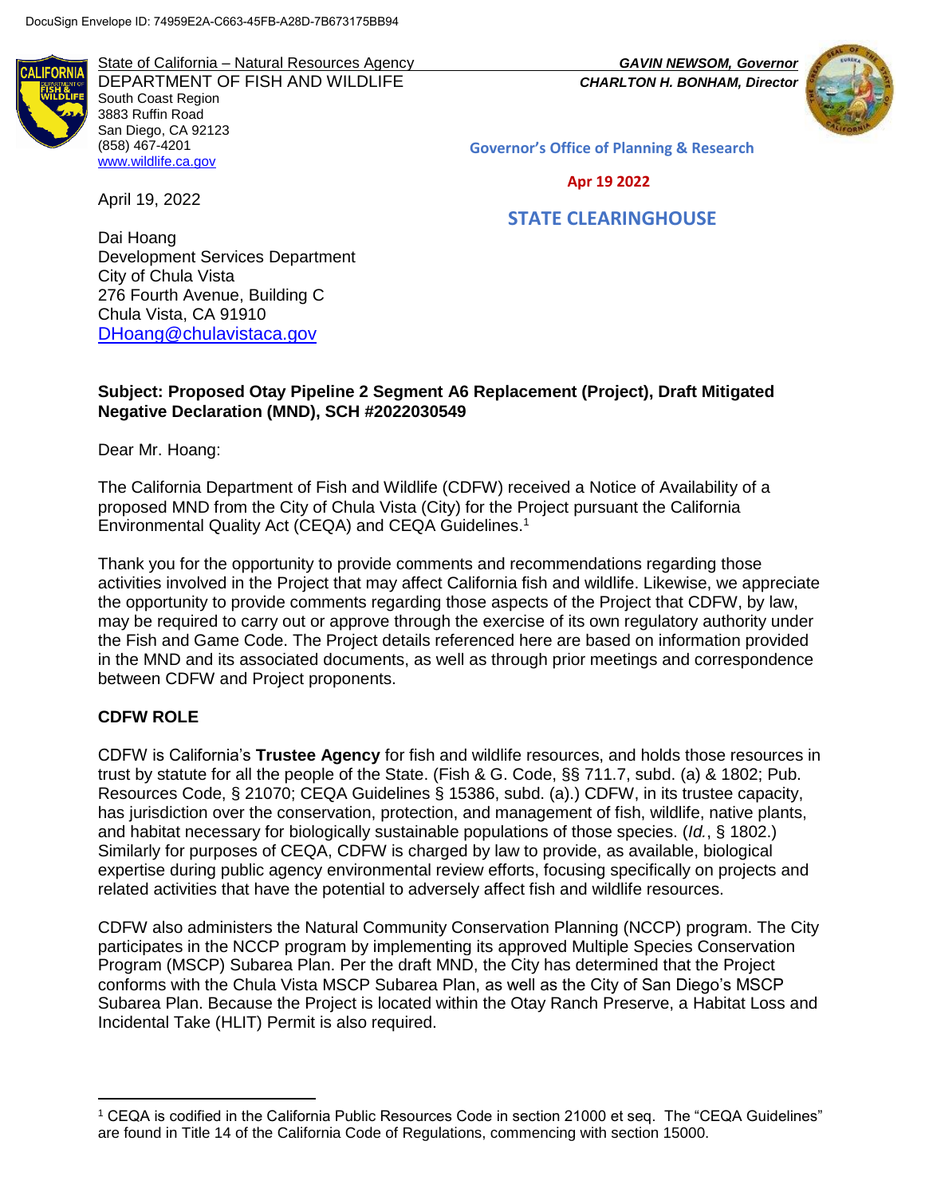DocuSign Envelope ID: 74959E2A-C663-45FB-A28D-7B673175BB94

State of California – Natural Resources Agency
DEPARTMENT OF FISH AND WILDLIFE
South Coast Region
3883 Ruffin Road
San Diego, CA 92123
(858) 467-4201
www.wildlife.ca.gov

*GAVIN NEWSOM, Governor*
*CHARLTON H. BONHAM, Director*

**Governor's Office of Planning & Research**

**Apr 19 2022**

**STATE CLEARINGHOUSE**

April 19, 2022

Dai Hoang
Development Services Department
City of Chula Vista
276 Fourth Avenue, Building C
Chula Vista, CA 91910
DHoang@chulavistaca.gov

**Subject: Proposed Otay Pipeline 2 Segment A6 Replacement (Project), Draft Mitigated Negative Declaration (MND), SCH #2022030549**

Dear Mr. Hoang:

The California Department of Fish and Wildlife (CDFW) received a Notice of Availability of a proposed MND from the City of Chula Vista (City) for the Project pursuant the California Environmental Quality Act (CEQA) and CEQA Guidelines.[1]

Thank you for the opportunity to provide comments and recommendations regarding those activities involved in the Project that may affect California fish and wildlife. Likewise, we appreciate the opportunity to provide comments regarding those aspects of the Project that CDFW, by law, may be required to carry out or approve through the exercise of its own regulatory authority under the Fish and Game Code. The Project details referenced here are based on information provided in the MND and its associated documents, as well as through prior meetings and correspondence between CDFW and Project proponents.

## CDFW ROLE

CDFW is California's **Trustee Agency** for fish and wildlife resources, and holds those resources in trust by statute for all the people of the State. (Fish & G. Code, §§ 711.7, subd. (a) & 1802; Pub. Resources Code, § 21070; CEQA Guidelines § 15386, subd. (a).) CDFW, in its trustee capacity, has jurisdiction over the conservation, protection, and management of fish, wildlife, native plants, and habitat necessary for biologically sustainable populations of those species. (*Id.*, § 1802.) Similarly for purposes of CEQA, CDFW is charged by law to provide, as available, biological expertise during public agency environmental review efforts, focusing specifically on projects and related activities that have the potential to adversely affect fish and wildlife resources.

CDFW also administers the Natural Community Conservation Planning (NCCP) program. The City participates in the NCCP program by implementing its approved Multiple Species Conservation Program (MSCP) Subarea Plan. Per the draft MND, the City has determined that the Project conforms with the Chula Vista MSCP Subarea Plan, as well as the City of San Diego's MSCP Subarea Plan. Because the Project is located within the Otay Ranch Preserve, a Habitat Loss and Incidental Take (HLIT) Permit is also required.

[1] CEQA is codified in the California Public Resources Code in section 21000 et seq. The "CEQA Guidelines" are found in Title 14 of the California Code of Regulations, commencing with section 15000.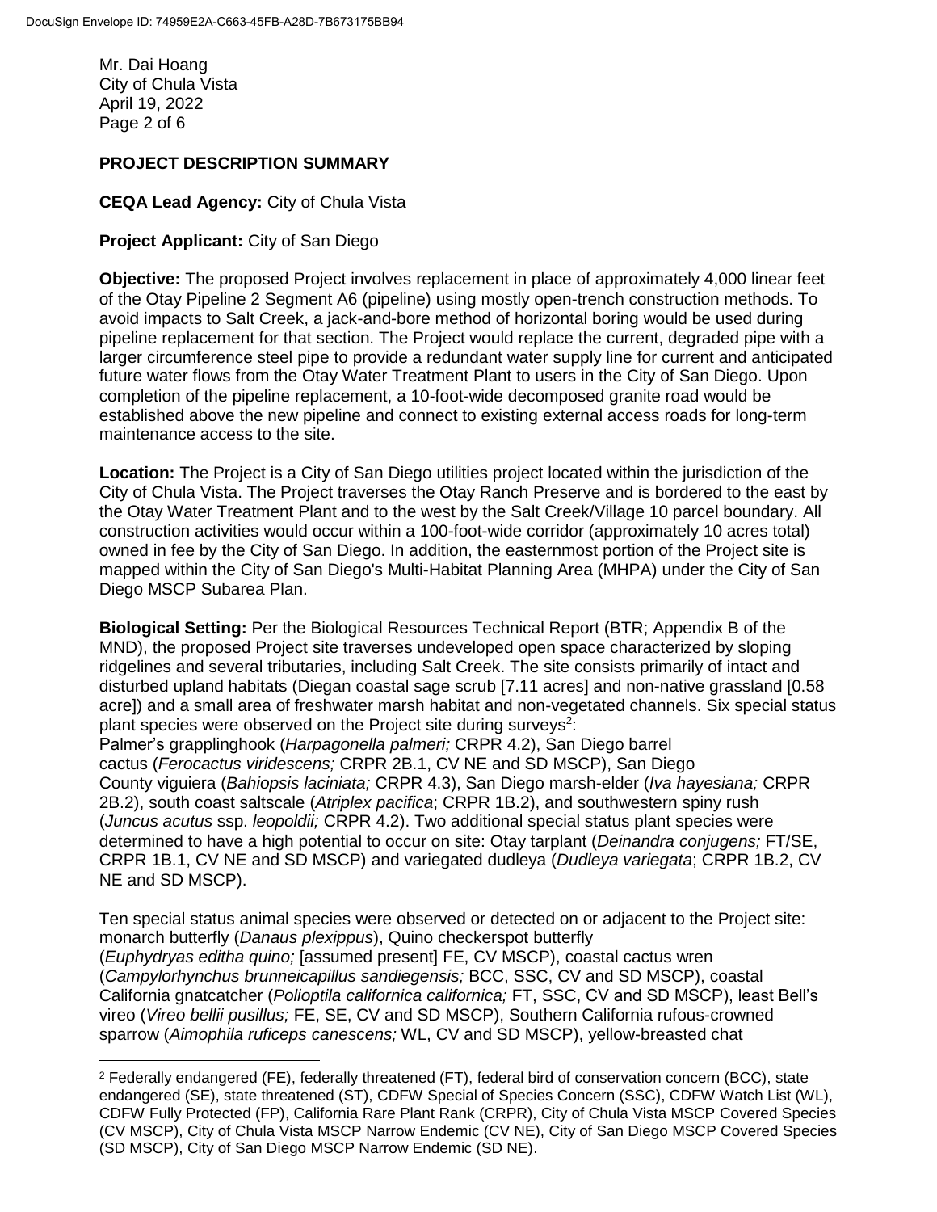Mr. Dai Hoang
City of Chula Vista
April 19, 2022

**PROJECT DESCRIPTION SUMMARY**

**CEQA Lead Agency:** City of Chula Vista

**Project Applicant:** City of San Diego

**Objective:** The proposed Project involves replacement in place of approximately 4,000 linear feet of the Otay Pipeline 2 Segment A6 (pipeline) using mostly open-trench construction methods. To avoid impacts to Salt Creek, a jack-and-bore method of horizontal boring would be used during pipeline replacement for that section. The Project would replace the current, degraded pipe with a larger circumference steel pipe to provide a redundant water supply line for current and anticipated future water flows from the Otay Water Treatment Plant to users in the City of San Diego. Upon completion of the pipeline replacement, a 10-foot-wide decomposed granite road would be established above the new pipeline and connect to existing external access roads for long-term maintenance access to the site.

**Location:** The Project is a City of San Diego utilities project located within the jurisdiction of the City of Chula Vista. The Project traverses the Otay Ranch Preserve and is bordered to the east by the Otay Water Treatment Plant and to the west by the Salt Creek/Village 10 parcel boundary. All construction activities would occur within a 100-foot-wide corridor (approximately 10 acres total) owned in fee by the City of San Diego. In addition, the easternmost portion of the Project site is mapped within the City of San Diego's Multi-Habitat Planning Area (MHPA) under the City of San Diego MSCP Subarea Plan.

**Biological Setting:** Per the Biological Resources Technical Report (BTR; Appendix B of the MND), the proposed Project site traverses undeveloped open space characterized by sloping ridgelines and several tributaries, including Salt Creek. The site consists primarily of intact and disturbed upland habitats (Diegan coastal sage scrub [7.11 acres] and non-native grassland [0.58 acre]) and a small area of freshwater marsh habitat and non-vegetated channels. Six special status plant species were observed on the Project site during surveys[2]:
Palmer's grapplinghook (*Harpagonella palmeri;* CRPR 4.2), San Diego barrel cactus (*Ferocactus viridescens;* CRPR 2B.1, CV NE and SD MSCP), San Diego County viguiera (*Bahiopsis laciniata;* CRPR 4.3), San Diego marsh-elder (*Iva hayesiana;* CRPR 2B.2), south coast saltscale (*Atriplex pacifica*; CRPR 1B.2), and southwestern spiny rush (*Juncus acutus* ssp. *leopoldii;* CRPR 4.2). Two additional special status plant species were determined to have a high potential to occur on site: Otay tarplant (*Deinandra conjugens;* FT/SE, CRPR 1B.1, CV NE and SD MSCP) and variegated dudleya (*Dudleya variegata*; CRPR 1B.2, CV NE and SD MSCP).

Ten special status animal species were observed or detected on or adjacent to the Project site: monarch butterfly (*Danaus plexippus*), Quino checkerspot butterfly (*Euphydryas editha quino;* [assumed present] FE, CV MSCP), coastal cactus wren (*Campylorhynchus brunneicapillus sandiegensis;* BCC, SSC, CV and SD MSCP), coastal California gnatcatcher (*Polioptila californica californica;* FT, SSC, CV and SD MSCP), least Bell's vireo (*Vireo bellii pusillus;* FE, SE, CV and SD MSCP), Southern California rufous-crowned sparrow (*Aimophila ruficeps canescens;* WL, CV and SD MSCP), yellow-breasted chat

[2] Federally endangered (FE), federally threatened (FT), federal bird of conservation concern (BCC), state endangered (SE), state threatened (ST), CDFW Special of Species Concern (SSC), CDFW Watch List (WL), CDFW Fully Protected (FP), California Rare Plant Rank (CRPR), City of Chula Vista MSCP Covered Species (CV MSCP), City of Chula Vista MSCP Narrow Endemic (CV NE), City of San Diego MSCP Covered Species (SD MSCP), City of San Diego MSCP Narrow Endemic (SD NE).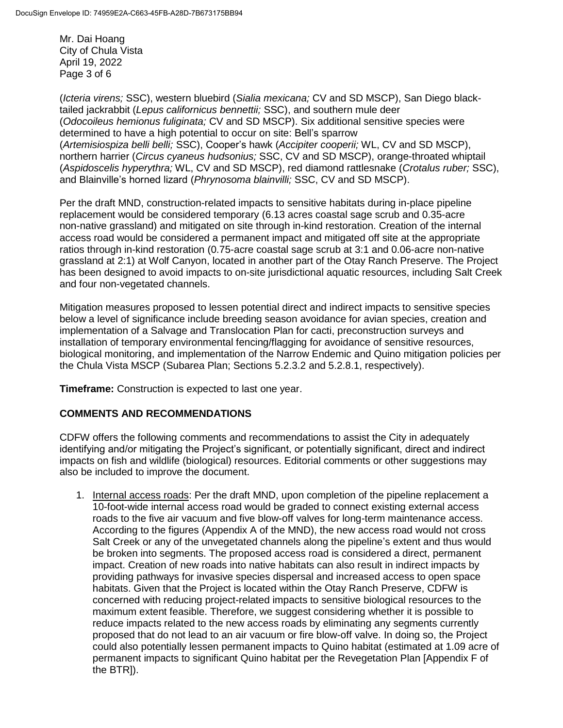(*Icteria virens;* SSC), western bluebird (*Sialia mexicana;* CV and SD MSCP), San Diego black-tailed jackrabbit (*Lepus californicus bennettii;* SSC), and southern mule deer (*Odocoileus hemionus fuliginata;* CV and SD MSCP). Six additional sensitive species were determined to have a high potential to occur on site: Bell's sparrow (*Artemisiospiza belli belli;* SSC), Cooper's hawk (*Accipiter cooperii;* WL, CV and SD MSCP), northern harrier (*Circus cyaneus hudsonius;* SSC, CV and SD MSCP), orange-throated whiptail (*Aspidoscelis hyperythra;* WL, CV and SD MSCP), red diamond rattlesnake (*Crotalus ruber;* SSC), and Blainville's horned lizard (*Phrynosoma blainvilli;* SSC, CV and SD MSCP).

Per the draft MND, construction-related impacts to sensitive habitats during in-place pipeline replacement would be considered temporary (6.13 acres coastal sage scrub and 0.35-acre non-native grassland) and mitigated on site through in-kind restoration. Creation of the internal access road would be considered a permanent impact and mitigated off site at the appropriate ratios through in-kind restoration (0.75-acre coastal sage scrub at 3:1 and 0.06-acre non-native grassland at 2:1) at Wolf Canyon, located in another part of the Otay Ranch Preserve. The Project has been designed to avoid impacts to on-site jurisdictional aquatic resources, including Salt Creek and four non-vegetated channels.

Mitigation measures proposed to lessen potential direct and indirect impacts to sensitive species below a level of significance include breeding season avoidance for avian species, creation and implementation of a Salvage and Translocation Plan for cacti, preconstruction surveys and installation of temporary environmental fencing/flagging for avoidance of sensitive resources, biological monitoring, and implementation of the Narrow Endemic and Quino mitigation policies per the Chula Vista MSCP (Subarea Plan; Sections 5.2.3.2 and 5.2.8.1, respectively).

**Timeframe:** Construction is expected to last one year.

## COMMENTS AND RECOMMENDATIONS

CDFW offers the following comments and recommendations to assist the City in adequately identifying and/or mitigating the Project's significant, or potentially significant, direct and indirect impacts on fish and wildlife (biological) resources. Editorial comments or other suggestions may also be included to improve the document.

1. Internal access roads: Per the draft MND, upon completion of the pipeline replacement a 10-foot-wide internal access road would be graded to connect existing external access roads to the five air vacuum and five blow-off valves for long-term maintenance access. According to the figures (Appendix A of the MND), the new access road would not cross Salt Creek or any of the unvegetated channels along the pipeline's extent and thus would be broken into segments. The proposed access road is considered a direct, permanent impact. Creation of new roads into native habitats can also result in indirect impacts by providing pathways for invasive species dispersal and increased access to open space habitats. Given that the Project is located within the Otay Ranch Preserve, CDFW is concerned with reducing project-related impacts to sensitive biological resources to the maximum extent feasible. Therefore, we suggest considering whether it is possible to reduce impacts related to the new access roads by eliminating any segments currently proposed that do not lead to an air vacuum or fire blow-off valve. In doing so, the Project could also potentially lessen permanent impacts to Quino habitat (estimated at 1.09 acre of permanent impacts to significant Quino habitat per the Revegetation Plan [Appendix F of the BTR]).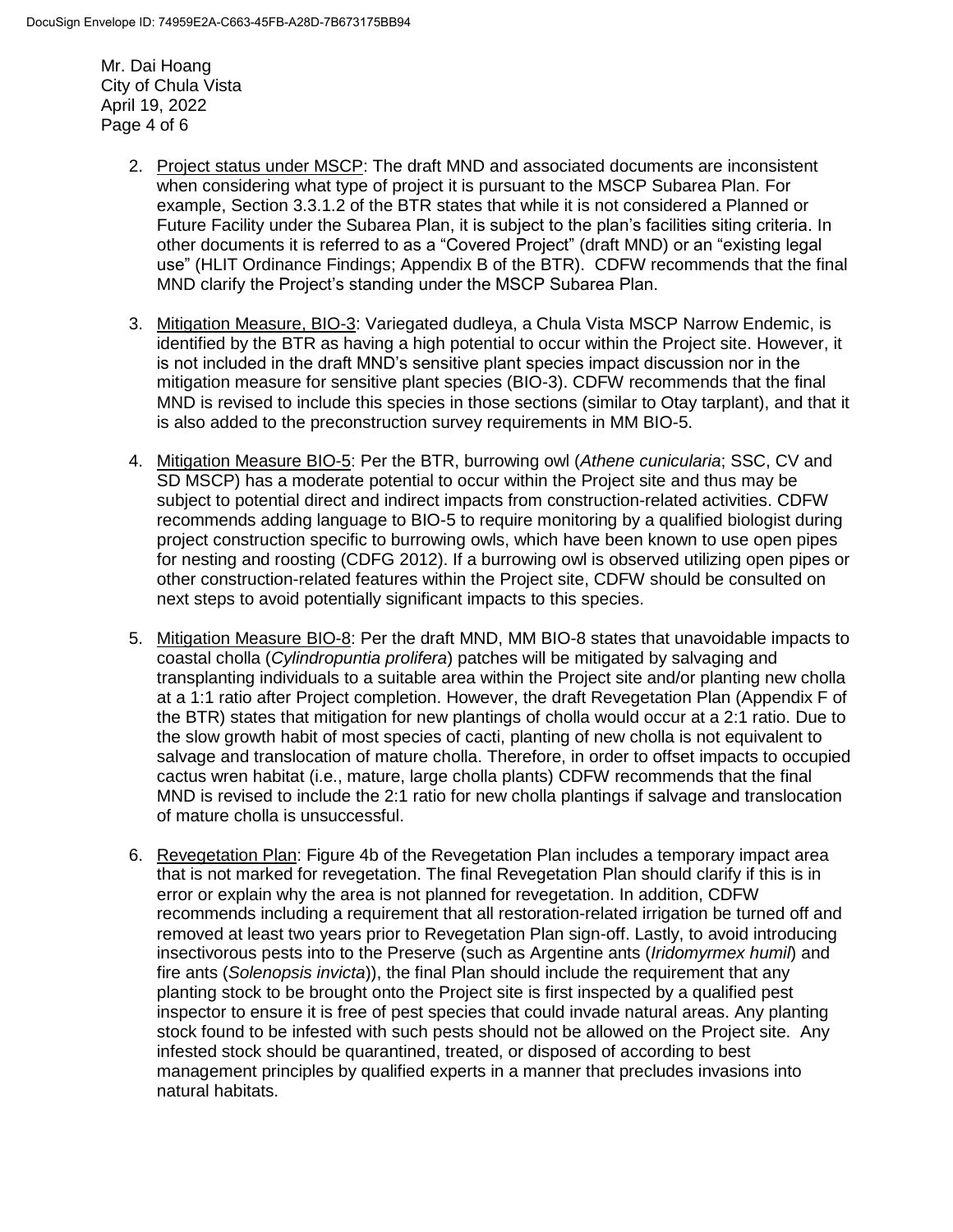2. Project status under MSCP: The draft MND and associated documents are inconsistent when considering what type of project it is pursuant to the MSCP Subarea Plan. For example, Section 3.3.1.2 of the BTR states that while it is not considered a Planned or Future Facility under the Subarea Plan, it is subject to the plan's facilities siting criteria. In other documents it is referred to as a "Covered Project" (draft MND) or an "existing legal use" (HLIT Ordinance Findings; Appendix B of the BTR). CDFW recommends that the final MND clarify the Project's standing under the MSCP Subarea Plan.

3. Mitigation Measure, BIO-3: Variegated dudleya, a Chula Vista MSCP Narrow Endemic, is identified by the BTR as having a high potential to occur within the Project site. However, it is not included in the draft MND's sensitive plant species impact discussion nor in the mitigation measure for sensitive plant species (BIO-3). CDFW recommends that the final MND is revised to include this species in those sections (similar to Otay tarplant), and that it is also added to the preconstruction survey requirements in MM BIO-5.

4. Mitigation Measure BIO-5: Per the BTR, burrowing owl (*Athene cunicularia*; SSC, CV and SD MSCP) has a moderate potential to occur within the Project site and thus may be subject to potential direct and indirect impacts from construction-related activities. CDFW recommends adding language to BIO-5 to require monitoring by a qualified biologist during project construction specific to burrowing owls, which have been known to use open pipes for nesting and roosting (CDFG 2012). If a burrowing owl is observed utilizing open pipes or other construction-related features within the Project site, CDFW should be consulted on next steps to avoid potentially significant impacts to this species.

5. Mitigation Measure BIO-8: Per the draft MND, MM BIO-8 states that unavoidable impacts to coastal cholla (*Cylindropuntia prolifera*) patches will be mitigated by salvaging and transplanting individuals to a suitable area within the Project site and/or planting new cholla at a 1:1 ratio after Project completion. However, the draft Revegetation Plan (Appendix F of the BTR) states that mitigation for new plantings of cholla would occur at a 2:1 ratio. Due to the slow growth habit of most species of cacti, planting of new cholla is not equivalent to salvage and translocation of mature cholla. Therefore, in order to offset impacts to occupied cactus wren habitat (i.e., mature, large cholla plants) CDFW recommends that the final MND is revised to include the 2:1 ratio for new cholla plantings if salvage and translocation of mature cholla is unsuccessful.

6. Revegetation Plan: Figure 4b of the Revegetation Plan includes a temporary impact area that is not marked for revegetation. The final Revegetation Plan should clarify if this is in error or explain why the area is not planned for revegetation. In addition, CDFW recommends including a requirement that all restoration-related irrigation be turned off and removed at least two years prior to Revegetation Plan sign-off. Lastly, to avoid introducing insectivorous pests into to the Preserve (such as Argentine ants (*Iridomyrmex humil*) and fire ants (*Solenopsis invicta*)), the final Plan should include the requirement that any planting stock to be brought onto the Project site is first inspected by a qualified pest inspector to ensure it is free of pest species that could invade natural areas. Any planting stock found to be infested with such pests should not be allowed on the Project site. Any infested stock should be quarantined, treated, or disposed of according to best management principles by qualified experts in a manner that precludes invasions into natural habitats.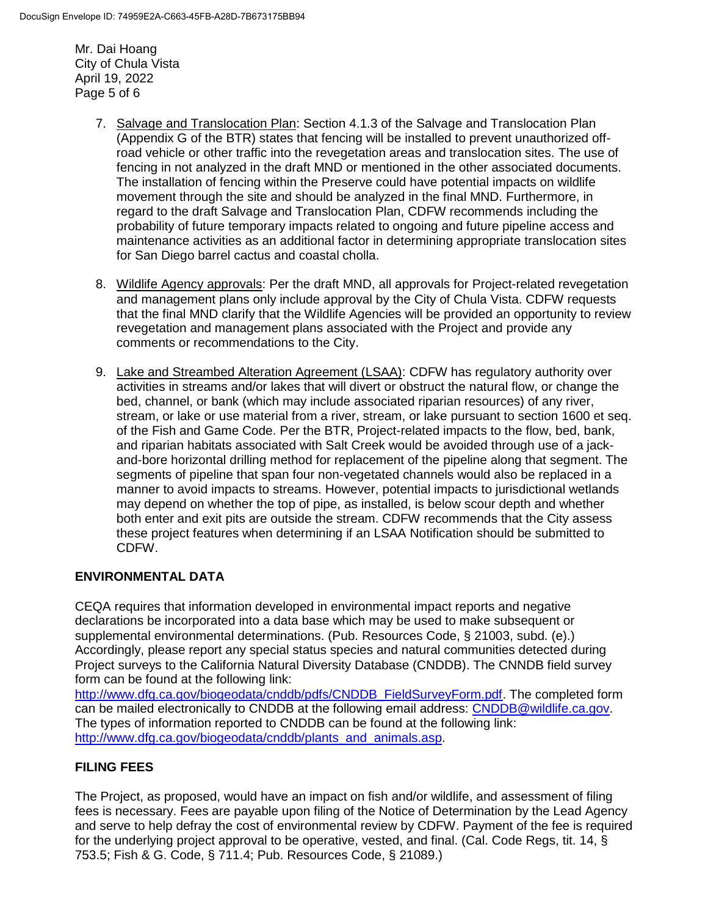7. Salvage and Translocation Plan: Section 4.1.3 of the Salvage and Translocation Plan (Appendix G of the BTR) states that fencing will be installed to prevent unauthorized off-road vehicle or other traffic into the revegetation areas and translocation sites. The use of fencing in not analyzed in the draft MND or mentioned in the other associated documents. The installation of fencing within the Preserve could have potential impacts on wildlife movement through the site and should be analyzed in the final MND. Furthermore, in regard to the draft Salvage and Translocation Plan, CDFW recommends including the probability of future temporary impacts related to ongoing and future pipeline access and maintenance activities as an additional factor in determining appropriate translocation sites for San Diego barrel cactus and coastal cholla.

8. Wildlife Agency approvals: Per the draft MND, all approvals for Project-related revegetation and management plans only include approval by the City of Chula Vista. CDFW requests that the final MND clarify that the Wildlife Agencies will be provided an opportunity to review revegetation and management plans associated with the Project and provide any comments or recommendations to the City.

9. Lake and Streambed Alteration Agreement (LSAA): CDFW has regulatory authority over activities in streams and/or lakes that will divert or obstruct the natural flow, or change the bed, channel, or bank (which may include associated riparian resources) of any river, stream, or lake or use material from a river, stream, or lake pursuant to section 1600 et seq. of the Fish and Game Code. Per the BTR, Project-related impacts to the flow, bed, bank, and riparian habitats associated with Salt Creek would be avoided through use of a jack-and-bore horizontal drilling method for replacement of the pipeline along that segment. The segments of pipeline that span four non-vegetated channels would also be replaced in a manner to avoid impacts to streams. However, potential impacts to jurisdictional wetlands may depend on whether the top of pipe, as installed, is below scour depth and whether both enter and exit pits are outside the stream. CDFW recommends that the City assess these project features when determining if an LSAA Notification should be submitted to CDFW.

## ENVIRONMENTAL DATA

CEQA requires that information developed in environmental impact reports and negative declarations be incorporated into a data base which may be used to make subsequent or supplemental environmental determinations. (Pub. Resources Code, § 21003, subd. (e).) Accordingly, please report any special status species and natural communities detected during Project surveys to the California Natural Diversity Database (CNDDB). The CNNDB field survey form can be found at the following link: http://www.dfg.ca.gov/biogeodata/cnddb/pdfs/CNDDB_FieldSurveyForm.pdf. The completed form can be mailed electronically to CNDDB at the following email address: CNDDB@wildlife.ca.gov. The types of information reported to CNDDB can be found at the following link: http://www.dfg.ca.gov/biogeodata/cnddb/plants_and_animals.asp.

## FILING FEES

The Project, as proposed, would have an impact on fish and/or wildlife, and assessment of filing fees is necessary. Fees are payable upon filing of the Notice of Determination by the Lead Agency and serve to help defray the cost of environmental review by CDFW. Payment of the fee is required for the underlying project approval to be operative, vested, and final. (Cal. Code Regs, tit. 14, § 753.5; Fish & G. Code, § 711.4; Pub. Resources Code, § 21089.)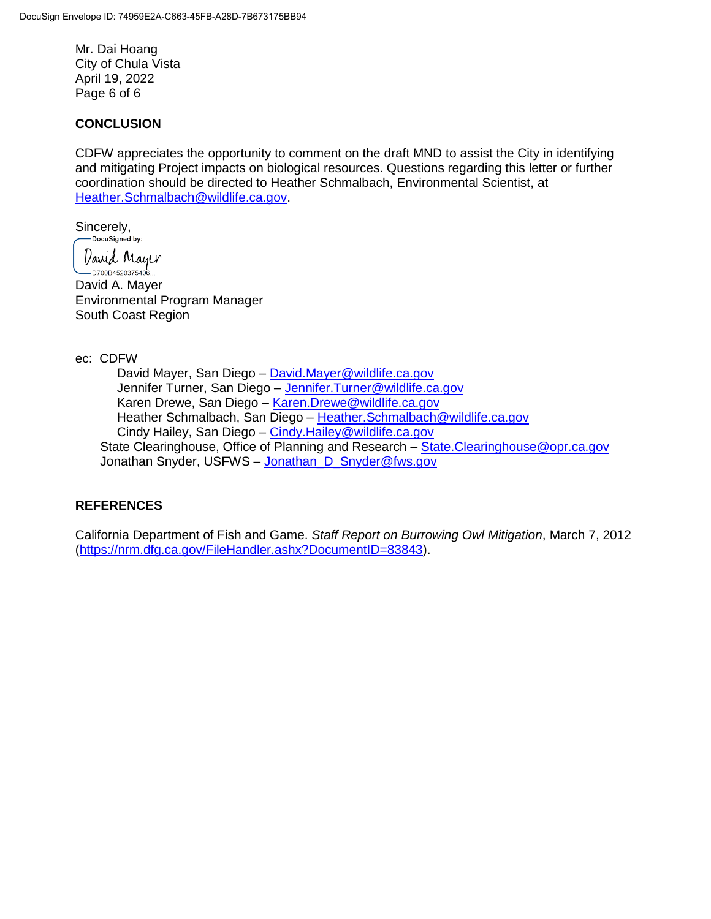Mr. Dai Hoang
City of Chula Vista
April 19, 2022

## CONCLUSION

CDFW appreciates the opportunity to comment on the draft MND to assist the City in identifying and mitigating Project impacts on biological resources. Questions regarding this letter or further coordination should be directed to Heather Schmalbach, Environmental Scientist, at Heather.Schmalbach@wildlife.ca.gov.

Sincerely,

DocuSigned by:
David Mayer
D700B4520375406

David A. Mayer
Environmental Program Manager
South Coast Region

ec: CDFW
David Mayer, San Diego – David.Mayer@wildlife.ca.gov
Jennifer Turner, San Diego – Jennifer.Turner@wildlife.ca.gov
Karen Drewe, San Diego – Karen.Drewe@wildlife.ca.gov
Heather Schmalbach, San Diego – Heather.Schmalbach@wildlife.ca.gov
Cindy Hailey, San Diego – Cindy.Hailey@wildlife.ca.gov
State Clearinghouse, Office of Planning and Research – State.Clearinghouse@opr.ca.gov
Jonathan Snyder, USFWS – Jonathan_D_Snyder@fws.gov

## REFERENCES

California Department of Fish and Game. *Staff Report on Burrowing Owl Mitigation*, March 7, 2012 (https://nrm.dfg.ca.gov/FileHandler.ashx?DocumentID=83843).